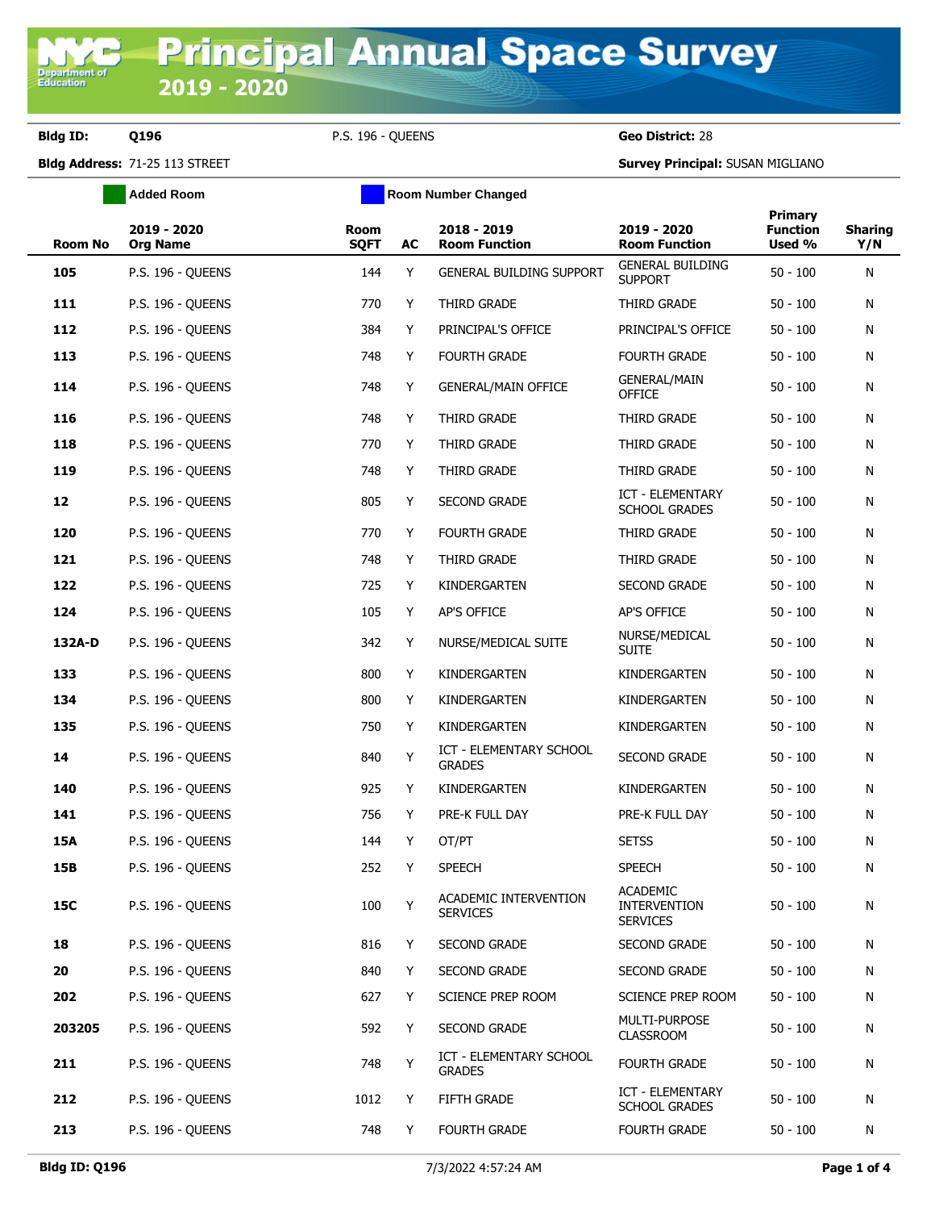# Principal Annual Space Survey 2019 - 2020

**Bldg ID:** Q196 P.S. 196 - QUEENS **Geo District:** 28

**Bldg Address:** 71-25 113 STREET **Survey Principal:** SUSAN MIGLIANO

Added Room | Room Number Changed

| Room No | 2019 - 2020 Org Name | Room SQFT | AC | 2018 - 2019 Room Function | 2019 - 2020 Room Function | Primary Function Used % | Sharing Y/N |
|---|---|---|---|---|---|---|---|
| 105 | P.S. 196 - QUEENS | 144 | Y | GENERAL BUILDING SUPPORT | GENERAL BUILDING SUPPORT | 50 - 100 | N |
| 111 | P.S. 196 - QUEENS | 770 | Y | THIRD GRADE | THIRD GRADE | 50 - 100 | N |
| 112 | P.S. 196 - QUEENS | 384 | Y | PRINCIPAL'S OFFICE | PRINCIPAL'S OFFICE | 50 - 100 | N |
| 113 | P.S. 196 - QUEENS | 748 | Y | FOURTH GRADE | FOURTH GRADE | 50 - 100 | N |
| 114 | P.S. 196 - QUEENS | 748 | Y | GENERAL/MAIN OFFICE | GENERAL/MAIN OFFICE | 50 - 100 | N |
| 116 | P.S. 196 - QUEENS | 748 | Y | THIRD GRADE | THIRD GRADE | 50 - 100 | N |
| 118 | P.S. 196 - QUEENS | 770 | Y | THIRD GRADE | THIRD GRADE | 50 - 100 | N |
| 119 | P.S. 196 - QUEENS | 748 | Y | THIRD GRADE | THIRD GRADE | 50 - 100 | N |
| 12 | P.S. 196 - QUEENS | 805 | Y | SECOND GRADE | ICT - ELEMENTARY SCHOOL GRADES | 50 - 100 | N |
| 120 | P.S. 196 - QUEENS | 770 | Y | FOURTH GRADE | THIRD GRADE | 50 - 100 | N |
| 121 | P.S. 196 - QUEENS | 748 | Y | THIRD GRADE | THIRD GRADE | 50 - 100 | N |
| 122 | P.S. 196 - QUEENS | 725 | Y | KINDERGARTEN | SECOND GRADE | 50 - 100 | N |
| 124 | P.S. 196 - QUEENS | 105 | Y | AP'S OFFICE | AP'S OFFICE | 50 - 100 | N |
| 132A-D | P.S. 196 - QUEENS | 342 | Y | NURSE/MEDICAL SUITE | NURSE/MEDICAL SUITE | 50 - 100 | N |
| 133 | P.S. 196 - QUEENS | 800 | Y | KINDERGARTEN | KINDERGARTEN | 50 - 100 | N |
| 134 | P.S. 196 - QUEENS | 800 | Y | KINDERGARTEN | KINDERGARTEN | 50 - 100 | N |
| 135 | P.S. 196 - QUEENS | 750 | Y | KINDERGARTEN | KINDERGARTEN | 50 - 100 | N |
| 14 | P.S. 196 - QUEENS | 840 | Y | ICT - ELEMENTARY SCHOOL GRADES | SECOND GRADE | 50 - 100 | N |
| 140 | P.S. 196 - QUEENS | 925 | Y | KINDERGARTEN | KINDERGARTEN | 50 - 100 | N |
| 141 | P.S. 196 - QUEENS | 756 | Y | PRE-K FULL DAY | PRE-K FULL DAY | 50 - 100 | N |
| 15A | P.S. 196 - QUEENS | 144 | Y | OT/PT | SETSS | 50 - 100 | N |
| 15B | P.S. 196 - QUEENS | 252 | Y | SPEECH | SPEECH | 50 - 100 | N |
| 15C | P.S. 196 - QUEENS | 100 | Y | ACADEMIC INTERVENTION SERVICES | ACADEMIC INTERVENTION SERVICES | 50 - 100 | N |
| 18 | P.S. 196 - QUEENS | 816 | Y | SECOND GRADE | SECOND GRADE | 50 - 100 | N |
| 20 | P.S. 196 - QUEENS | 840 | Y | SECOND GRADE | SECOND GRADE | 50 - 100 | N |
| 202 | P.S. 196 - QUEENS | 627 | Y | SCIENCE PREP ROOM | SCIENCE PREP ROOM | 50 - 100 | N |
| 203205 | P.S. 196 - QUEENS | 592 | Y | SECOND GRADE | MULTI-PURPOSE CLASSROOM | 50 - 100 | N |
| 211 | P.S. 196 - QUEENS | 748 | Y | ICT - ELEMENTARY SCHOOL GRADES | FOURTH GRADE | 50 - 100 | N |
| 212 | P.S. 196 - QUEENS | 1012 | Y | FIFTH GRADE | ICT - ELEMENTARY SCHOOL GRADES | 50 - 100 | N |
| 213 | P.S. 196 - QUEENS | 748 | Y | FOURTH GRADE | FOURTH GRADE | 50 - 100 | N |

Bldg ID: Q196 7/3/2022 4:57:24 AM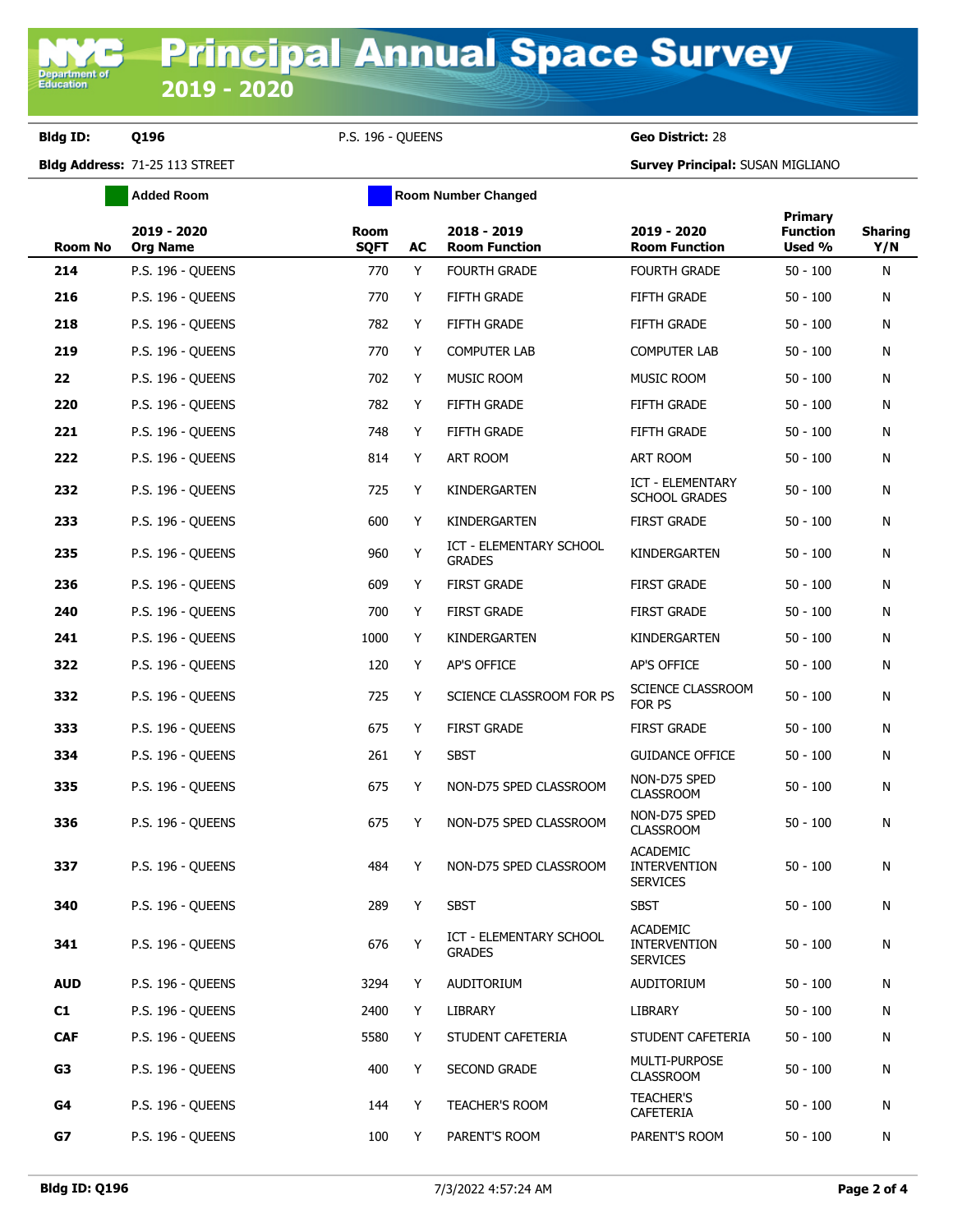# Principal Annual Space Survey

## 2019 - 2020

**Bldg ID:** Q196 P.S. 196 - QUEENS **Geo District:** 28

**Bldg Address:** 71-25 113 STREET **Survey Principal:** SUSAN MIGLIANO

Added Room | Room Number Changed

| Room No | 2019 - 2020 Org Name | Room SQFT | AC | 2018 - 2019 Room Function | 2019 - 2020 Room Function | Primary Function Used % | Sharing Y/N |
|---|---|---|---|---|---|---|---|
| 214 | P.S. 196 - QUEENS | 770 | Y | FOURTH GRADE | FOURTH GRADE | 50 - 100 | N |
| 216 | P.S. 196 - QUEENS | 770 | Y | FIFTH GRADE | FIFTH GRADE | 50 - 100 | N |
| 218 | P.S. 196 - QUEENS | 782 | Y | FIFTH GRADE | FIFTH GRADE | 50 - 100 | N |
| 219 | P.S. 196 - QUEENS | 770 | Y | COMPUTER LAB | COMPUTER LAB | 50 - 100 | N |
| 22 | P.S. 196 - QUEENS | 702 | Y | MUSIC ROOM | MUSIC ROOM | 50 - 100 | N |
| 220 | P.S. 196 - QUEENS | 782 | Y | FIFTH GRADE | FIFTH GRADE | 50 - 100 | N |
| 221 | P.S. 196 - QUEENS | 748 | Y | FIFTH GRADE | FIFTH GRADE | 50 - 100 | N |
| 222 | P.S. 196 - QUEENS | 814 | Y | ART ROOM | ART ROOM | 50 - 100 | N |
| 232 | P.S. 196 - QUEENS | 725 | Y | KINDERGARTEN | ICT - ELEMENTARY SCHOOL GRADES | 50 - 100 | N |
| 233 | P.S. 196 - QUEENS | 600 | Y | KINDERGARTEN | FIRST GRADE | 50 - 100 | N |
| 235 | P.S. 196 - QUEENS | 960 | Y | ICT - ELEMENTARY SCHOOL GRADES | KINDERGARTEN | 50 - 100 | N |
| 236 | P.S. 196 - QUEENS | 609 | Y | FIRST GRADE | FIRST GRADE | 50 - 100 | N |
| 240 | P.S. 196 - QUEENS | 700 | Y | FIRST GRADE | FIRST GRADE | 50 - 100 | N |
| 241 | P.S. 196 - QUEENS | 1000 | Y | KINDERGARTEN | KINDERGARTEN | 50 - 100 | N |
| 322 | P.S. 196 - QUEENS | 120 | Y | AP'S OFFICE | AP'S OFFICE | 50 - 100 | N |
| 332 | P.S. 196 - QUEENS | 725 | Y | SCIENCE CLASSROOM FOR PS | SCIENCE CLASSROOM FOR PS | 50 - 100 | N |
| 333 | P.S. 196 - QUEENS | 675 | Y | FIRST GRADE | FIRST GRADE | 50 - 100 | N |
| 334 | P.S. 196 - QUEENS | 261 | Y | SBST | GUIDANCE OFFICE | 50 - 100 | N |
| 335 | P.S. 196 - QUEENS | 675 | Y | NON-D75 SPED CLASSROOM | NON-D75 SPED CLASSROOM | 50 - 100 | N |
| 336 | P.S. 196 - QUEENS | 675 | Y | NON-D75 SPED CLASSROOM | NON-D75 SPED CLASSROOM | 50 - 100 | N |
| 337 | P.S. 196 - QUEENS | 484 | Y | NON-D75 SPED CLASSROOM | ACADEMIC INTERVENTION SERVICES | 50 - 100 | N |
| 340 | P.S. 196 - QUEENS | 289 | Y | SBST | SBST | 50 - 100 | N |
| 341 | P.S. 196 - QUEENS | 676 | Y | ICT - ELEMENTARY SCHOOL GRADES | ACADEMIC INTERVENTION SERVICES | 50 - 100 | N |
| AUD | P.S. 196 - QUEENS | 3294 | Y | AUDITORIUM | AUDITORIUM | 50 - 100 | N |
| C1 | P.S. 196 - QUEENS | 2400 | Y | LIBRARY | LIBRARY | 50 - 100 | N |
| CAF | P.S. 196 - QUEENS | 5580 | Y | STUDENT CAFETERIA | STUDENT CAFETERIA | 50 - 100 | N |
| G3 | P.S. 196 - QUEENS | 400 | Y | SECOND GRADE | MULTI-PURPOSE CLASSROOM | 50 - 100 | N |
| G4 | P.S. 196 - QUEENS | 144 | Y | TEACHER'S ROOM | TEACHER'S CAFETERIA | 50 - 100 | N |
| G7 | P.S. 196 - QUEENS | 100 | Y | PARENT'S ROOM | PARENT'S ROOM | 50 - 100 | N |

**Bldg ID: Q196** 7/3/2022 4:57:24 AM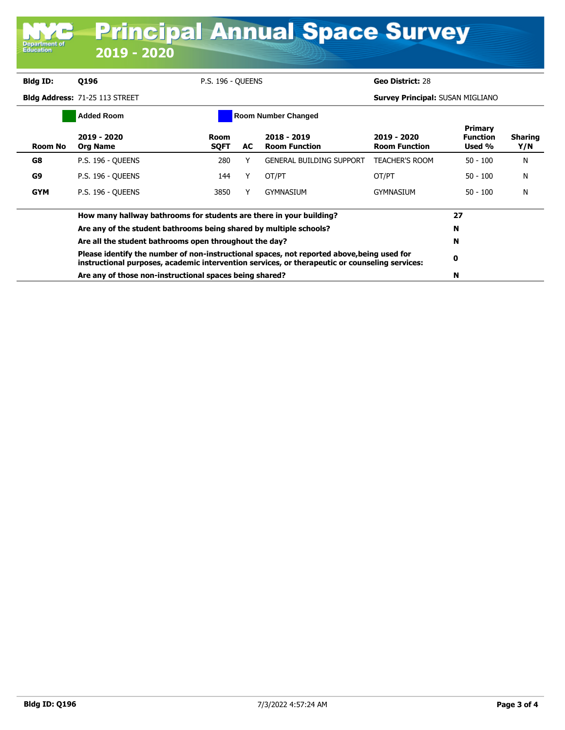# Principal Annual Space Survey 2019 - 2020

**Bldg ID:** Q196 P.S. 196 - QUEENS **Geo District:** 28

**Bldg Address:** 71-25 113 STREET **Survey Principal:** SUSAN MIGLIANO

Added Room | Room Number Changed

| Room No | 2019 - 2020 Org Name | Room SQFT | AC | 2018 - 2019 Room Function | 2019 - 2020 Room Function | Primary Function Used % | Sharing Y/N |
|---|---|---|---|---|---|---|---|
| **G8** | P.S. 196 - QUEENS | 280 | Y | GENERAL BUILDING SUPPORT | TEACHER'S ROOM | 50 - 100 | N |
| **G9** | P.S. 196 - QUEENS | 144 | Y | OT/PT | OT/PT | 50 - 100 | N |
| **GYM** | P.S. 196 - QUEENS | 3850 | Y | GYMNASIUM | GYMNASIUM | 50 - 100 | N |

| Question | Answer |
|---|---|
| **How many hallway bathrooms for students are there in your building?** | **27** |
| **Are any of the student bathrooms being shared by multiple schools?** | **N** |
| **Are all the student bathrooms open throughout the day?** | **N** |
| **Please identify the number of non-instructional spaces, not reported above,being used for instructional purposes, academic intervention services, or therapeutic or counseling services:** | **0** |
| **Are any of those non-instructional spaces being shared?** | **N** |

**Bldg ID: Q196** 7/3/2022 4:57:24 AM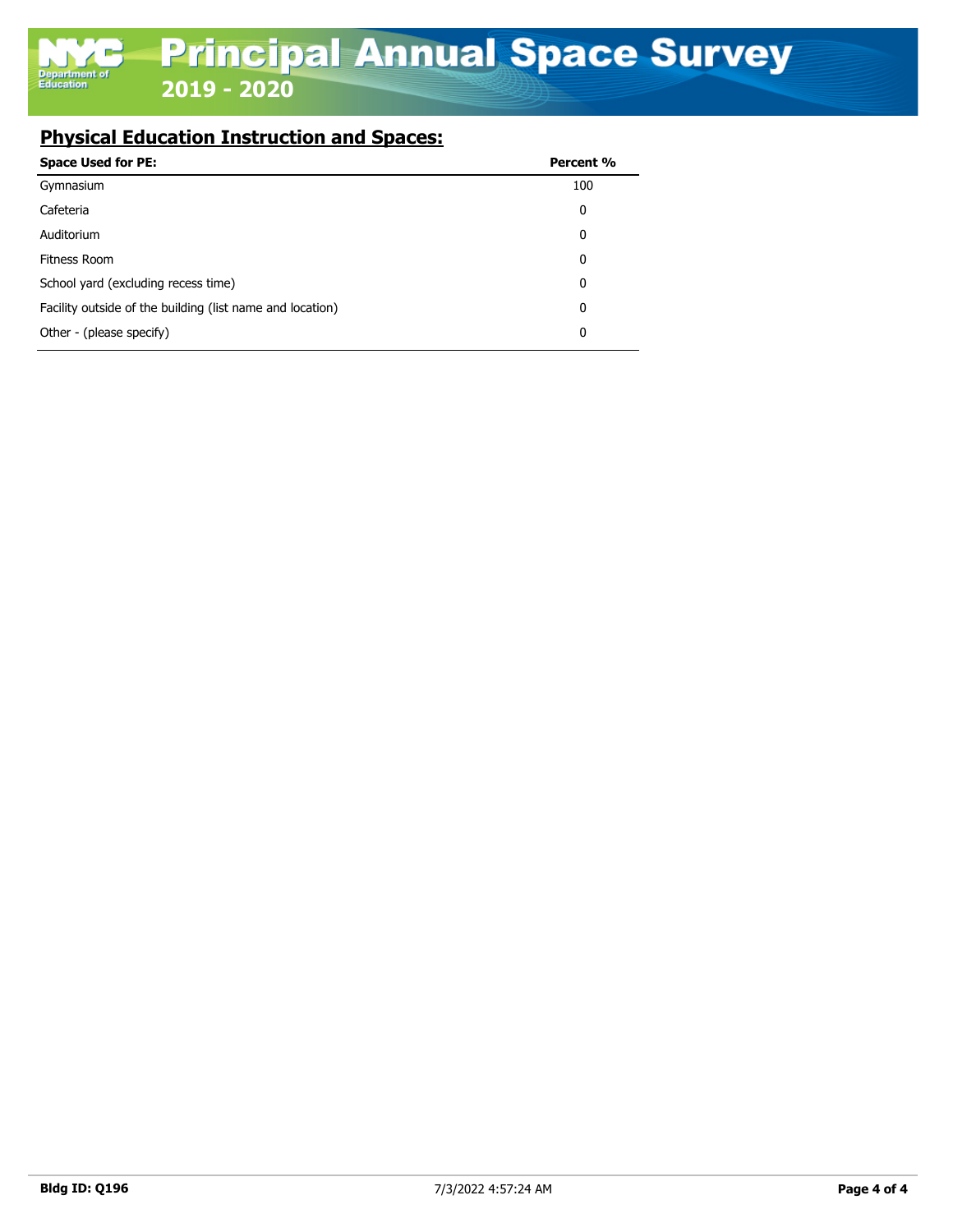## Physical Education Instruction and Spaces:

| Space Used for PE: | Percent % |
|---|---|
| Gymnasium | 100 |
| Cafeteria | 0 |
| Auditorium | 0 |
| Fitness Room | 0 |
| School yard (excluding recess time) | 0 |
| Facility outside of the building (list name and location) | 0 |
| Other - (please specify) | 0 |